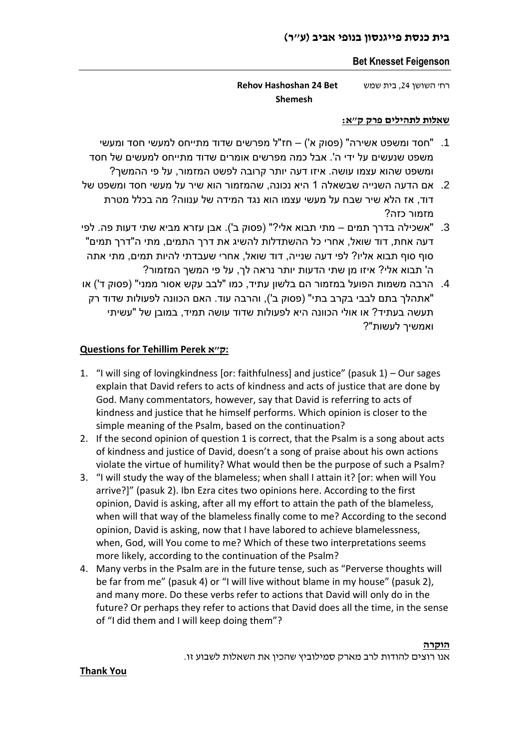## בית כנסת פייגנסון בנופי אביב (ע״ר)

**Bet Knesset Feigenson**

רחי השושן 24, בית שמש **Rehov Hashoshan 24 Bet Shemesh**

**שאלות לתהילים פרק ק״א:**

1. "חסד ומשפט אשירה" (פסוק א') – חז"ל מפרשים שדוד מתייחס למעשי חסד ומעשי משפט שנעשים על ידי ה'. אבל כמה מפרשים אומרים שדוד מתייחס למעשים של חסד ומשפט שהוא עצמו עושה. איזו דעה יותר קרובה לפשט המזמור, על פי ההמשך?
2. אם הדעה השנייה שבשאלה 1 היא נכונה, שהמזמור הוא שיר על מעשי חסד ומשפט של דוד, אז הלא שיר שבח על מעשי עצמו הוא נגד המידה של ענווה? מה בכלל מטרת מזמור כזה?
3. "אשכילה בדרך תמים – מתי תבוא אלי?" (פסוק ב'). אבן עזרא מביא שתי דעות פה. לפי דעה אחת, דוד שואל, אחרי כל ההשתדלות להשיג את דרך התמים, מתי ה"דרך תמים" סוף סוף תבוא אליו? לפי דעה שנייה, דוד שואל, אחרי שעבדתי להיות תמים, מתי אתה ה' תבוא אלי? איזו מן שתי הדעות יותר נראה לך, על פי המשך המזמור?
4. הרבה משמות הפועל במזמור הם בלשון עתיד, כמו "לבב עקש אסור ממני" (פסוק ד') או "אתהלך בתם לבבי בקרב בתי" (פסוק ב'), והרבה עוד. האם הכוונה לפעולות שדוד רק תעשה בעתיד? או אולי הכוונה היא לפעולות שדוד עושה תמיד, במובן של "עשיתי ואמשיך לעשות"?

**Questions for Tehillim Perek ק״א:**

1. "I will sing of lovingkindness [or: faithfulness] and justice" (pasuk 1) – Our sages explain that David refers to acts of kindness and acts of justice that are done by God. Many commentators, however, say that David is referring to acts of kindness and justice that he himself performs. Which opinion is closer to the simple meaning of the Psalm, based on the continuation?
2. If the second opinion of question 1 is correct, that the Psalm is a song about acts of kindness and justice of David, doesn't a song of praise about his own actions violate the virtue of humility? What would then be the purpose of such a Psalm?
3. "I will study the way of the blameless; when shall I attain it? [or: when will You arrive?]" (pasuk 2). Ibn Ezra cites two opinions here. According to the first opinion, David is asking, after all my effort to attain the path of the blameless, when will that way of the blameless finally come to me? According to the second opinion, David is asking, now that I have labored to achieve blamelessness, when, God, will You come to me? Which of these two interpretations seems more likely, according to the continuation of the Psalm?
4. Many verbs in the Psalm are in the future tense, such as "Perverse thoughts will be far from me" (pasuk 4) or "I will live without blame in my house" (pasuk 2), and many more. Do these verbs refer to actions that David will only do in the future? Or perhaps they refer to actions that David does all the time, in the sense of "I did them and I will keep doing them"?

**הוקרה**

אנו רוצים להודות לרב מארק סמילוביץ שהכין את השאלות לשבוע זו.

**Thank You**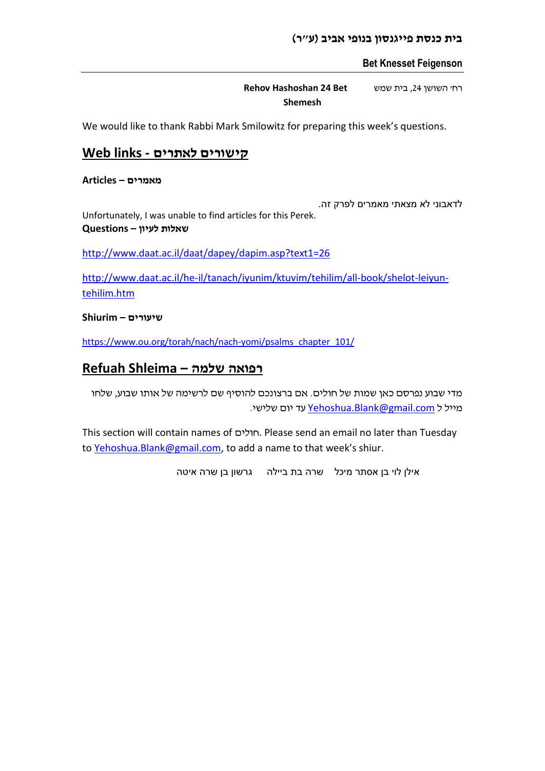**בית כנסת פייגנסון בנופי אביב (ע"ר)**

**Bet Knesset Feigenson**

---

**Rehov Hashoshan 24 Bet Shemesh** רח' השושן 24, בית שמש

We would like to thank Rabbi Mark Smilowitz for preparing this week's questions.

## Web links - קישורים לאתרים

**Articles – מאמרים**

לדאבוני לא מצאתי מאמרים לפרק זה.

Unfortunately, I was unable to find articles for this Perek.

**Questions – שאלות לעיון**

http://www.daat.ac.il/daat/dapey/dapim.asp?text1=26

http://www.daat.ac.il/he-il/tanach/iyunim/ktuvim/tehilim/all-book/shelot-leiyun-tehilim.htm

**Shiurim – שיעורים**

https://www.ou.org/torah/nach/nach-yomi/psalms_chapter_101/

## Refuah Shleima – רפואה שלמה

מדי שבוע נפרסם כאן שמות של חולים. אם ברצונכם להוסיף שם לרשימה של אותו שבוע, שלחו מייל ל Yehoshua.Blank@gmail.com עד יום שלישי.

This section will contain names of חולים. Please send an email no later than Tuesday to Yehoshua.Blank@gmail.com, to add a name to that week's shiur.

אילן לוי בן אסתר מיכל    שרה בת ביילה    גרשון בן שרה איטה